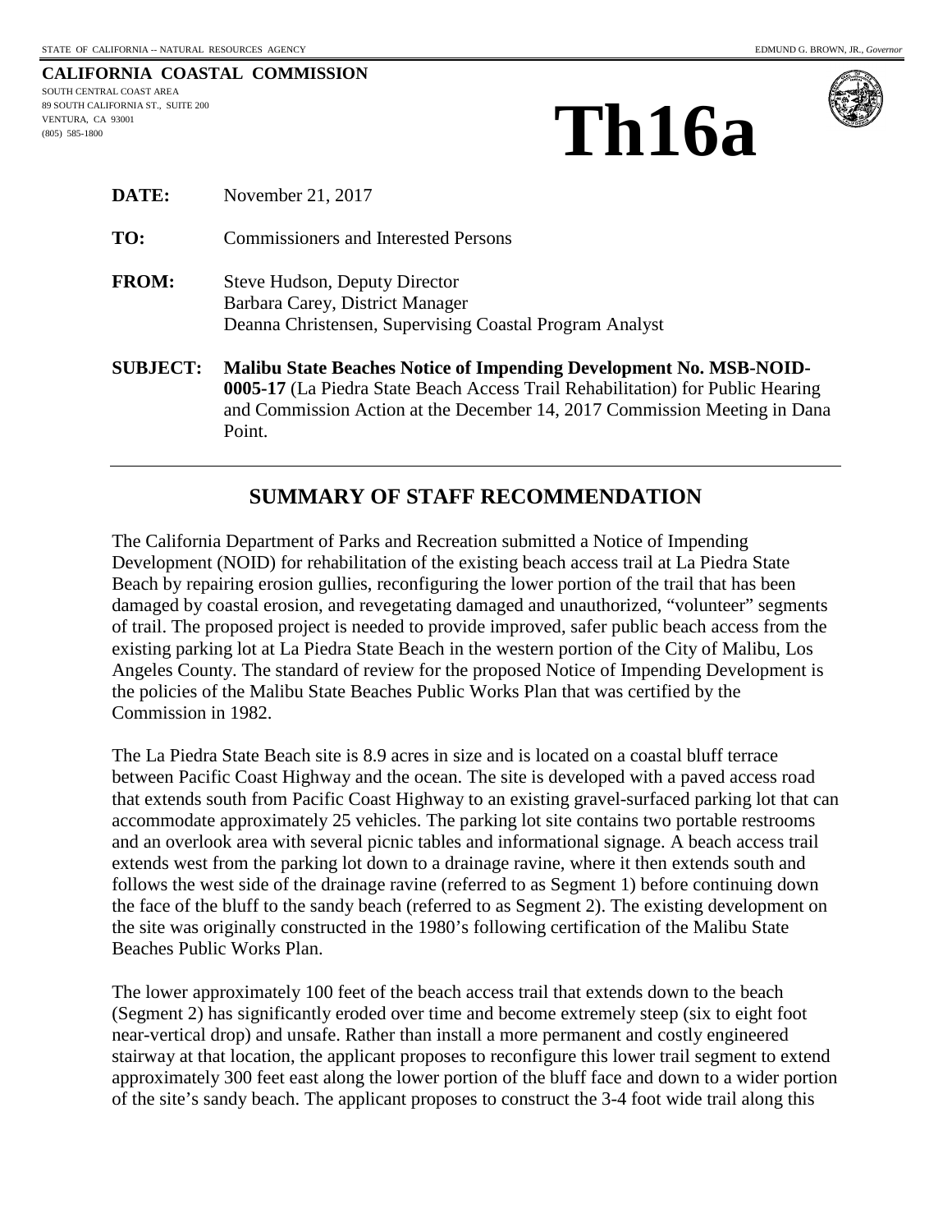STATE OF CALIFORNIA -- NATURAL RESOURCES AGENCY    EDMUND G. BROWN, JR., *Governor*

**CALIFORNIA COASTAL COMMISSION**
SOUTH CENTRAL COAST AREA
89 SOUTH CALIFORNIA ST., SUITE 200
VENTURA, CA 93001
(805) 585-1800

# Th16a

**DATE:** November 21, 2017

**TO:** Commissioners and Interested Persons

**FROM:** Steve Hudson, Deputy Director
Barbara Carey, District Manager
Deanna Christensen, Supervising Coastal Program Analyst

**SUBJECT:** **Malibu State Beaches Notice of Impending Development No. MSB-NOID-0005-17** (La Piedra State Beach Access Trail Rehabilitation) for Public Hearing and Commission Action at the December 14, 2017 Commission Meeting in Dana Point.

---

## SUMMARY OF STAFF RECOMMENDATION

The California Department of Parks and Recreation submitted a Notice of Impending Development (NOID) for rehabilitation of the existing beach access trail at La Piedra State Beach by repairing erosion gullies, reconfiguring the lower portion of the trail that has been damaged by coastal erosion, and revegetating damaged and unauthorized, "volunteer" segments of trail. The proposed project is needed to provide improved, safer public beach access from the existing parking lot at La Piedra State Beach in the western portion of the City of Malibu, Los Angeles County. The standard of review for the proposed Notice of Impending Development is the policies of the Malibu State Beaches Public Works Plan that was certified by the Commission in 1982.

The La Piedra State Beach site is 8.9 acres in size and is located on a coastal bluff terrace between Pacific Coast Highway and the ocean. The site is developed with a paved access road that extends south from Pacific Coast Highway to an existing gravel-surfaced parking lot that can accommodate approximately 25 vehicles. The parking lot site contains two portable restrooms and an overlook area with several picnic tables and informational signage. A beach access trail extends west from the parking lot down to a drainage ravine, where it then extends south and follows the west side of the drainage ravine (referred to as Segment 1) before continuing down the face of the bluff to the sandy beach (referred to as Segment 2). The existing development on the site was originally constructed in the 1980's following certification of the Malibu State Beaches Public Works Plan.

The lower approximately 100 feet of the beach access trail that extends down to the beach (Segment 2) has significantly eroded over time and become extremely steep (six to eight foot near-vertical drop) and unsafe. Rather than install a more permanent and costly engineered stairway at that location, the applicant proposes to reconfigure this lower trail segment to extend approximately 300 feet east along the lower portion of the bluff face and down to a wider portion of the site's sandy beach. The applicant proposes to construct the 3-4 foot wide trail along this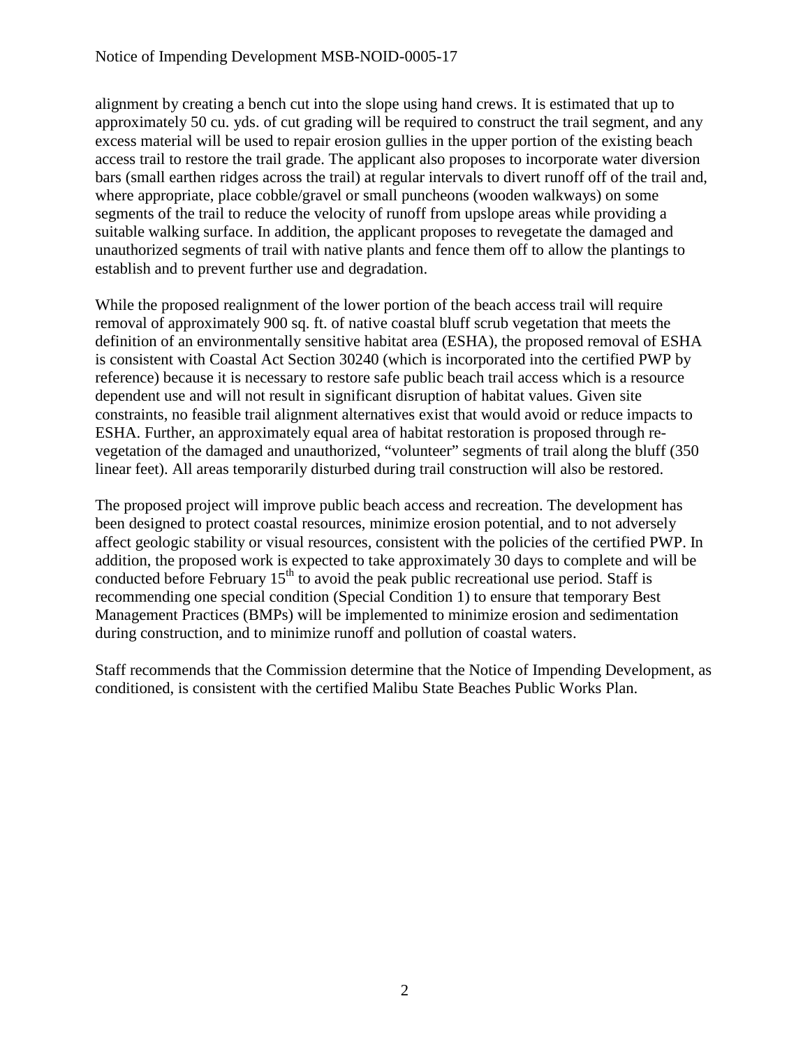alignment by creating a bench cut into the slope using hand crews. It is estimated that up to approximately 50 cu. yds. of cut grading will be required to construct the trail segment, and any excess material will be used to repair erosion gullies in the upper portion of the existing beach access trail to restore the trail grade. The applicant also proposes to incorporate water diversion bars (small earthen ridges across the trail) at regular intervals to divert runoff off of the trail and, where appropriate, place cobble/gravel or small puncheons (wooden walkways) on some segments of the trail to reduce the velocity of runoff from upslope areas while providing a suitable walking surface. In addition, the applicant proposes to revegetate the damaged and unauthorized segments of trail with native plants and fence them off to allow the plantings to establish and to prevent further use and degradation.

While the proposed realignment of the lower portion of the beach access trail will require removal of approximately 900 sq. ft. of native coastal bluff scrub vegetation that meets the definition of an environmentally sensitive habitat area (ESHA), the proposed removal of ESHA is consistent with Coastal Act Section 30240 (which is incorporated into the certified PWP by reference) because it is necessary to restore safe public beach trail access which is a resource dependent use and will not result in significant disruption of habitat values. Given site constraints, no feasible trail alignment alternatives exist that would avoid or reduce impacts to ESHA. Further, an approximately equal area of habitat restoration is proposed through re-vegetation of the damaged and unauthorized, "volunteer" segments of trail along the bluff (350 linear feet). All areas temporarily disturbed during trail construction will also be restored.

The proposed project will improve public beach access and recreation. The development has been designed to protect coastal resources, minimize erosion potential, and to not adversely affect geologic stability or visual resources, consistent with the policies of the certified PWP. In addition, the proposed work is expected to take approximately 30 days to complete and will be conducted before February 15th to avoid the peak public recreational use period. Staff is recommending one special condition (Special Condition 1) to ensure that temporary Best Management Practices (BMPs) will be implemented to minimize erosion and sedimentation during construction, and to minimize runoff and pollution of coastal waters.

Staff recommends that the Commission determine that the Notice of Impending Development, as conditioned, is consistent with the certified Malibu State Beaches Public Works Plan.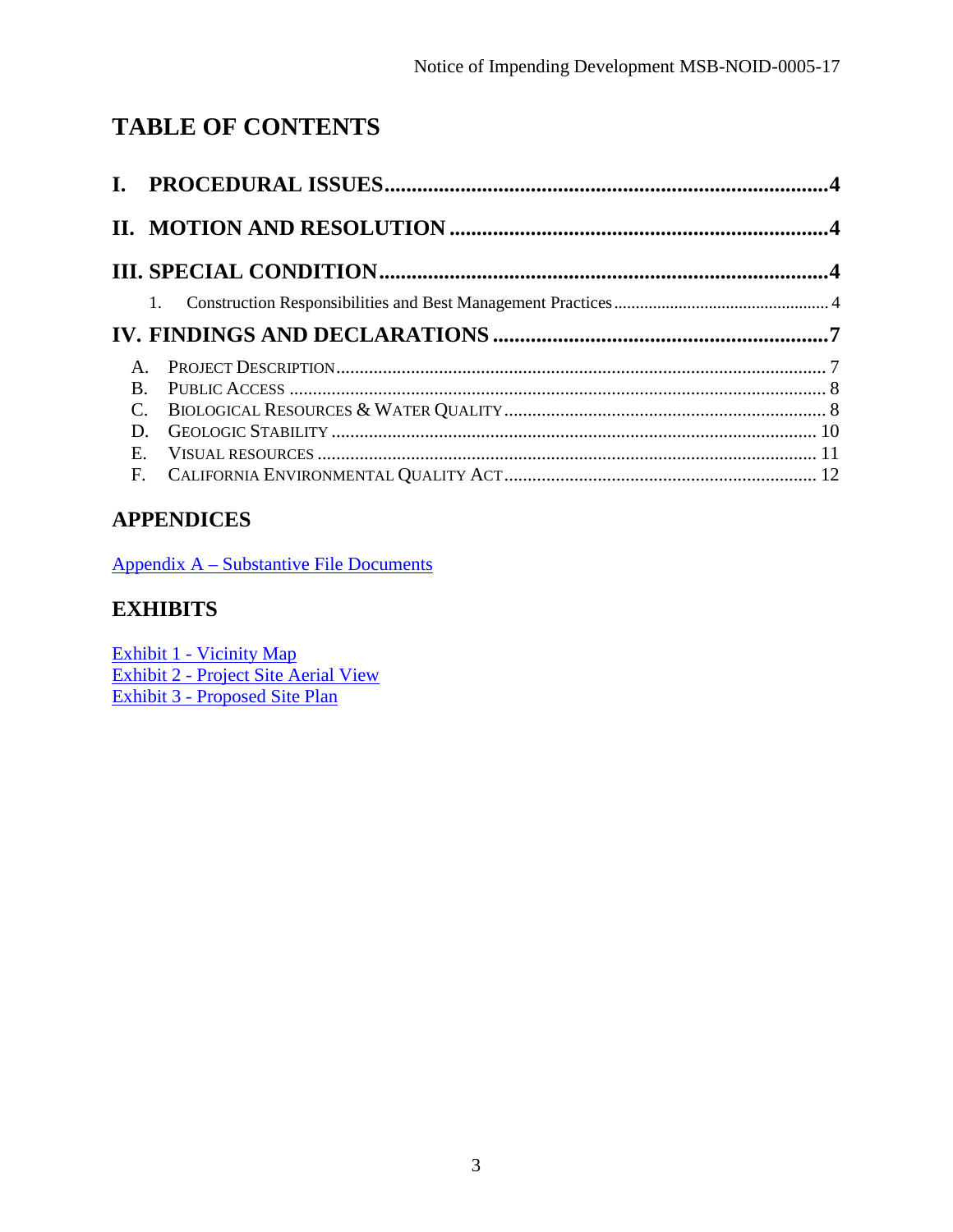# TABLE OF CONTENTS

**I. PROCEDURAL ISSUES** ..... 4

**II. MOTION AND RESOLUTION** ..... 4

**III. SPECIAL CONDITION** ..... 4

1. Construction Responsibilities and Best Management Practices ..... 4

**IV. FINDINGS AND DECLARATIONS** ..... 7

A. PROJECT DESCRIPTION ..... 7
B. PUBLIC ACCESS ..... 8
C. BIOLOGICAL RESOURCES & WATER QUALITY ..... 8
D. GEOLOGIC STABILITY ..... 10
E. VISUAL RESOURCES ..... 11
F. CALIFORNIA ENVIRONMENTAL QUALITY ACT ..... 12

## APPENDICES

Appendix A – Substantive File Documents

## EXHIBITS

Exhibit 1 - Vicinity Map
Exhibit 2 - Project Site Aerial View
Exhibit 3 - Proposed Site Plan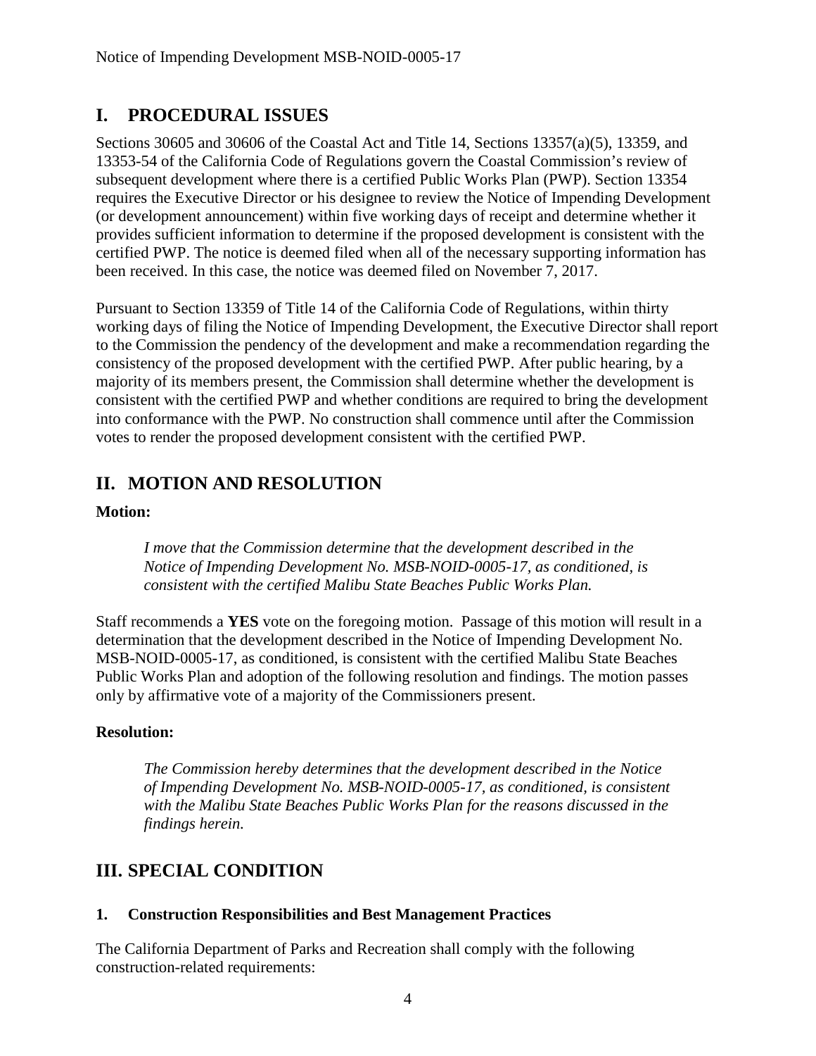## I. PROCEDURAL ISSUES

Sections 30605 and 30606 of the Coastal Act and Title 14, Sections 13357(a)(5), 13359, and 13353-54 of the California Code of Regulations govern the Coastal Commission's review of subsequent development where there is a certified Public Works Plan (PWP). Section 13354 requires the Executive Director or his designee to review the Notice of Impending Development (or development announcement) within five working days of receipt and determine whether it provides sufficient information to determine if the proposed development is consistent with the certified PWP. The notice is deemed filed when all of the necessary supporting information has been received. In this case, the notice was deemed filed on November 7, 2017.

Pursuant to Section 13359 of Title 14 of the California Code of Regulations, within thirty working days of filing the Notice of Impending Development, the Executive Director shall report to the Commission the pendency of the development and make a recommendation regarding the consistency of the proposed development with the certified PWP. After public hearing, by a majority of its members present, the Commission shall determine whether the development is consistent with the certified PWP and whether conditions are required to bring the development into conformance with the PWP. No construction shall commence until after the Commission votes to render the proposed development consistent with the certified PWP.

## II. MOTION AND RESOLUTION

**Motion:**

> *I move that the Commission determine that the development described in the Notice of Impending Development No. MSB-NOID-0005-17, as conditioned, is consistent with the certified Malibu State Beaches Public Works Plan.*

Staff recommends a **YES** vote on the foregoing motion. Passage of this motion will result in a determination that the development described in the Notice of Impending Development No. MSB-NOID-0005-17, as conditioned, is consistent with the certified Malibu State Beaches Public Works Plan and adoption of the following resolution and findings. The motion passes only by affirmative vote of a majority of the Commissioners present.

**Resolution:**

> *The Commission hereby determines that the development described in the Notice of Impending Development No. MSB-NOID-0005-17, as conditioned, is consistent with the Malibu State Beaches Public Works Plan for the reasons discussed in the findings herein.*

## III. SPECIAL CONDITION

### 1. Construction Responsibilities and Best Management Practices

The California Department of Parks and Recreation shall comply with the following construction-related requirements: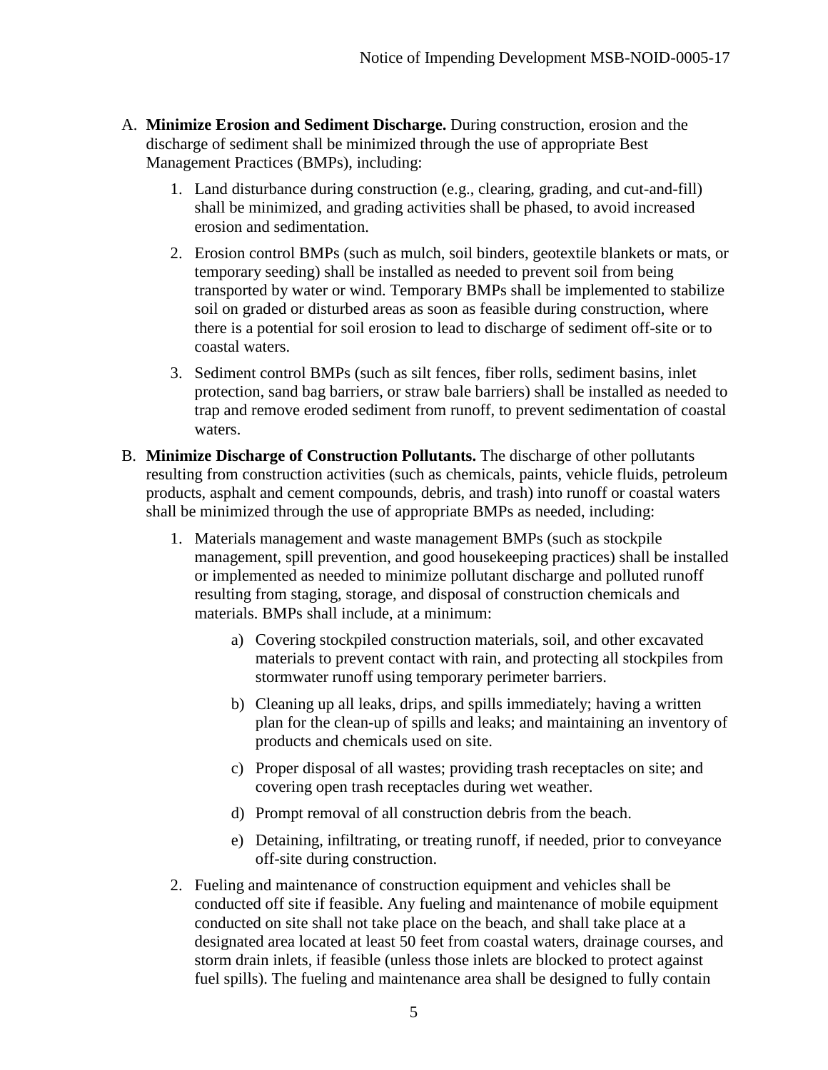A. **Minimize Erosion and Sediment Discharge.** During construction, erosion and the discharge of sediment shall be minimized through the use of appropriate Best Management Practices (BMPs), including:

    1. Land disturbance during construction (e.g., clearing, grading, and cut-and-fill) shall be minimized, and grading activities shall be phased, to avoid increased erosion and sedimentation.

    2. Erosion control BMPs (such as mulch, soil binders, geotextile blankets or mats, or temporary seeding) shall be installed as needed to prevent soil from being transported by water or wind. Temporary BMPs shall be implemented to stabilize soil on graded or disturbed areas as soon as feasible during construction, where there is a potential for soil erosion to lead to discharge of sediment off-site or to coastal waters.

    3. Sediment control BMPs (such as silt fences, fiber rolls, sediment basins, inlet protection, sand bag barriers, or straw bale barriers) shall be installed as needed to trap and remove eroded sediment from runoff, to prevent sedimentation of coastal waters.

B. **Minimize Discharge of Construction Pollutants.** The discharge of other pollutants resulting from construction activities (such as chemicals, paints, vehicle fluids, petroleum products, asphalt and cement compounds, debris, and trash) into runoff or coastal waters shall be minimized through the use of appropriate BMPs as needed, including:

    1. Materials management and waste management BMPs (such as stockpile management, spill prevention, and good housekeeping practices) shall be installed or implemented as needed to minimize pollutant discharge and polluted runoff resulting from staging, storage, and disposal of construction chemicals and materials. BMPs shall include, at a minimum:

        a) Covering stockpiled construction materials, soil, and other excavated materials to prevent contact with rain, and protecting all stockpiles from stormwater runoff using temporary perimeter barriers.

        b) Cleaning up all leaks, drips, and spills immediately; having a written plan for the clean-up of spills and leaks; and maintaining an inventory of products and chemicals used on site.

        c) Proper disposal of all wastes; providing trash receptacles on site; and covering open trash receptacles during wet weather.

        d) Prompt removal of all construction debris from the beach.

        e) Detaining, infiltrating, or treating runoff, if needed, prior to conveyance off-site during construction.

    2. Fueling and maintenance of construction equipment and vehicles shall be conducted off site if feasible. Any fueling and maintenance of mobile equipment conducted on site shall not take place on the beach, and shall take place at a designated area located at least 50 feet from coastal waters, drainage courses, and storm drain inlets, if feasible (unless those inlets are blocked to protect against fuel spills). The fueling and maintenance area shall be designed to fully contain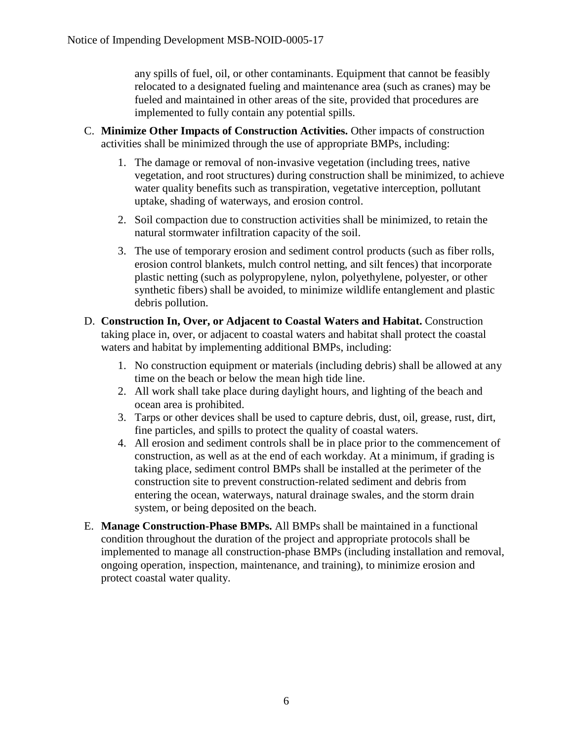any spills of fuel, oil, or other contaminants. Equipment that cannot be feasibly relocated to a designated fueling and maintenance area (such as cranes) may be fueled and maintained in other areas of the site, provided that procedures are implemented to fully contain any potential spills.

C. **Minimize Other Impacts of Construction Activities.** Other impacts of construction activities shall be minimized through the use of appropriate BMPs, including:

   1. The damage or removal of non-invasive vegetation (including trees, native vegetation, and root structures) during construction shall be minimized, to achieve water quality benefits such as transpiration, vegetative interception, pollutant uptake, shading of waterways, and erosion control.

   2. Soil compaction due to construction activities shall be minimized, to retain the natural stormwater infiltration capacity of the soil.

   3. The use of temporary erosion and sediment control products (such as fiber rolls, erosion control blankets, mulch control netting, and silt fences) that incorporate plastic netting (such as polypropylene, nylon, polyethylene, polyester, or other synthetic fibers) shall be avoided, to minimize wildlife entanglement and plastic debris pollution.

D. **Construction In, Over, or Adjacent to Coastal Waters and Habitat.** Construction taking place in, over, or adjacent to coastal waters and habitat shall protect the coastal waters and habitat by implementing additional BMPs, including:

   1. No construction equipment or materials (including debris) shall be allowed at any time on the beach or below the mean high tide line.
   2. All work shall take place during daylight hours, and lighting of the beach and ocean area is prohibited.
   3. Tarps or other devices shall be used to capture debris, dust, oil, grease, rust, dirt, fine particles, and spills to protect the quality of coastal waters.
   4. All erosion and sediment controls shall be in place prior to the commencement of construction, as well as at the end of each workday. At a minimum, if grading is taking place, sediment control BMPs shall be installed at the perimeter of the construction site to prevent construction-related sediment and debris from entering the ocean, waterways, natural drainage swales, and the storm drain system, or being deposited on the beach.

E. **Manage Construction-Phase BMPs.** All BMPs shall be maintained in a functional condition throughout the duration of the project and appropriate protocols shall be implemented to manage all construction-phase BMPs (including installation and removal, ongoing operation, inspection, maintenance, and training), to minimize erosion and protect coastal water quality.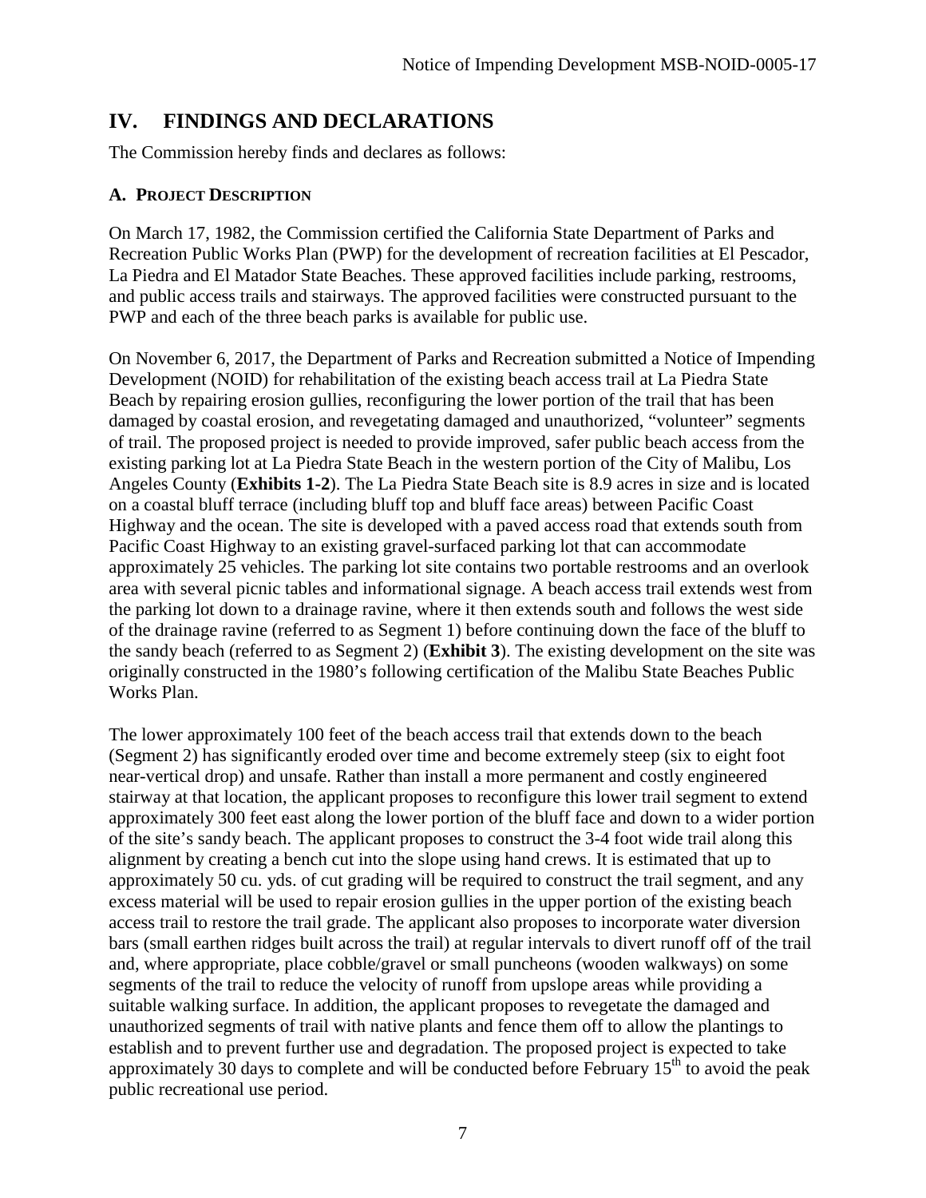## IV. FINDINGS AND DECLARATIONS

The Commission hereby finds and declares as follows:

### A. PROJECT DESCRIPTION

On March 17, 1982, the Commission certified the California State Department of Parks and Recreation Public Works Plan (PWP) for the development of recreation facilities at El Pescador, La Piedra and El Matador State Beaches. These approved facilities include parking, restrooms, and public access trails and stairways. The approved facilities were constructed pursuant to the PWP and each of the three beach parks is available for public use.

On November 6, 2017, the Department of Parks and Recreation submitted a Notice of Impending Development (NOID) for rehabilitation of the existing beach access trail at La Piedra State Beach by repairing erosion gullies, reconfiguring the lower portion of the trail that has been damaged by coastal erosion, and revegetating damaged and unauthorized, "volunteer" segments of trail. The proposed project is needed to provide improved, safer public beach access from the existing parking lot at La Piedra State Beach in the western portion of the City of Malibu, Los Angeles County (**Exhibits 1-2**). The La Piedra State Beach site is 8.9 acres in size and is located on a coastal bluff terrace (including bluff top and bluff face areas) between Pacific Coast Highway and the ocean. The site is developed with a paved access road that extends south from Pacific Coast Highway to an existing gravel-surfaced parking lot that can accommodate approximately 25 vehicles. The parking lot site contains two portable restrooms and an overlook area with several picnic tables and informational signage. A beach access trail extends west from the parking lot down to a drainage ravine, where it then extends south and follows the west side of the drainage ravine (referred to as Segment 1) before continuing down the face of the bluff to the sandy beach (referred to as Segment 2) (**Exhibit 3**). The existing development on the site was originally constructed in the 1980's following certification of the Malibu State Beaches Public Works Plan.

The lower approximately 100 feet of the beach access trail that extends down to the beach (Segment 2) has significantly eroded over time and become extremely steep (six to eight foot near-vertical drop) and unsafe. Rather than install a more permanent and costly engineered stairway at that location, the applicant proposes to reconfigure this lower trail segment to extend approximately 300 feet east along the lower portion of the bluff face and down to a wider portion of the site's sandy beach. The applicant proposes to construct the 3-4 foot wide trail along this alignment by creating a bench cut into the slope using hand crews. It is estimated that up to approximately 50 cu. yds. of cut grading will be required to construct the trail segment, and any excess material will be used to repair erosion gullies in the upper portion of the existing beach access trail to restore the trail grade. The applicant also proposes to incorporate water diversion bars (small earthen ridges built across the trail) at regular intervals to divert runoff off of the trail and, where appropriate, place cobble/gravel or small puncheons (wooden walkways) on some segments of the trail to reduce the velocity of runoff from upslope areas while providing a suitable walking surface. In addition, the applicant proposes to revegetate the damaged and unauthorized segments of trail with native plants and fence them off to allow the plantings to establish and to prevent further use and degradation. The proposed project is expected to take approximately 30 days to complete and will be conducted before February 15th to avoid the peak public recreational use period.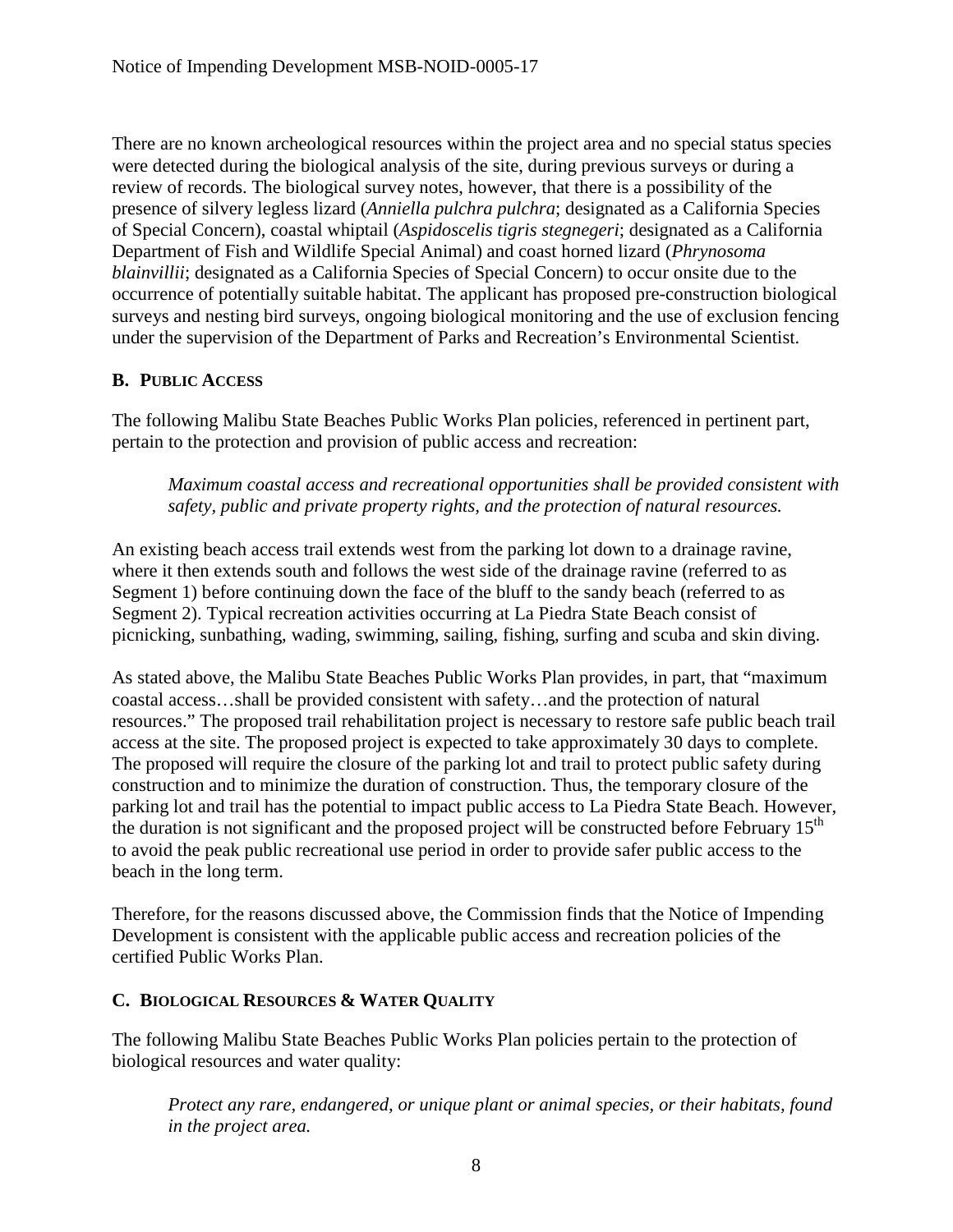There are no known archeological resources within the project area and no special status species were detected during the biological analysis of the site, during previous surveys or during a review of records. The biological survey notes, however, that there is a possibility of the presence of silvery legless lizard (*Anniella pulchra pulchra*; designated as a California Species of Special Concern), coastal whiptail (*Aspidoscelis tigris stegnegeri*; designated as a California Department of Fish and Wildlife Special Animal) and coast horned lizard (*Phrynosoma blainvillii*; designated as a California Species of Special Concern) to occur onsite due to the occurrence of potentially suitable habitat. The applicant has proposed pre-construction biological surveys and nesting bird surveys, ongoing biological monitoring and the use of exclusion fencing under the supervision of the Department of Parks and Recreation's Environmental Scientist.

### B. PUBLIC ACCESS

The following Malibu State Beaches Public Works Plan policies, referenced in pertinent part, pertain to the protection and provision of public access and recreation:

> *Maximum coastal access and recreational opportunities shall be provided consistent with safety, public and private property rights, and the protection of natural resources.*

An existing beach access trail extends west from the parking lot down to a drainage ravine, where it then extends south and follows the west side of the drainage ravine (referred to as Segment 1) before continuing down the face of the bluff to the sandy beach (referred to as Segment 2). Typical recreation activities occurring at La Piedra State Beach consist of picnicking, sunbathing, wading, swimming, sailing, fishing, surfing and scuba and skin diving.

As stated above, the Malibu State Beaches Public Works Plan provides, in part, that "maximum coastal access…shall be provided consistent with safety…and the protection of natural resources." The proposed trail rehabilitation project is necessary to restore safe public beach trail access at the site. The proposed project is expected to take approximately 30 days to complete. The proposed will require the closure of the parking lot and trail to protect public safety during construction and to minimize the duration of construction. Thus, the temporary closure of the parking lot and trail has the potential to impact public access to La Piedra State Beach. However, the duration is not significant and the proposed project will be constructed before February 15th to avoid the peak public recreational use period in order to provide safer public access to the beach in the long term.

Therefore, for the reasons discussed above, the Commission finds that the Notice of Impending Development is consistent with the applicable public access and recreation policies of the certified Public Works Plan.

### C. BIOLOGICAL RESOURCES & WATER QUALITY

The following Malibu State Beaches Public Works Plan policies pertain to the protection of biological resources and water quality:

> *Protect any rare, endangered, or unique plant or animal species, or their habitats, found in the project area.*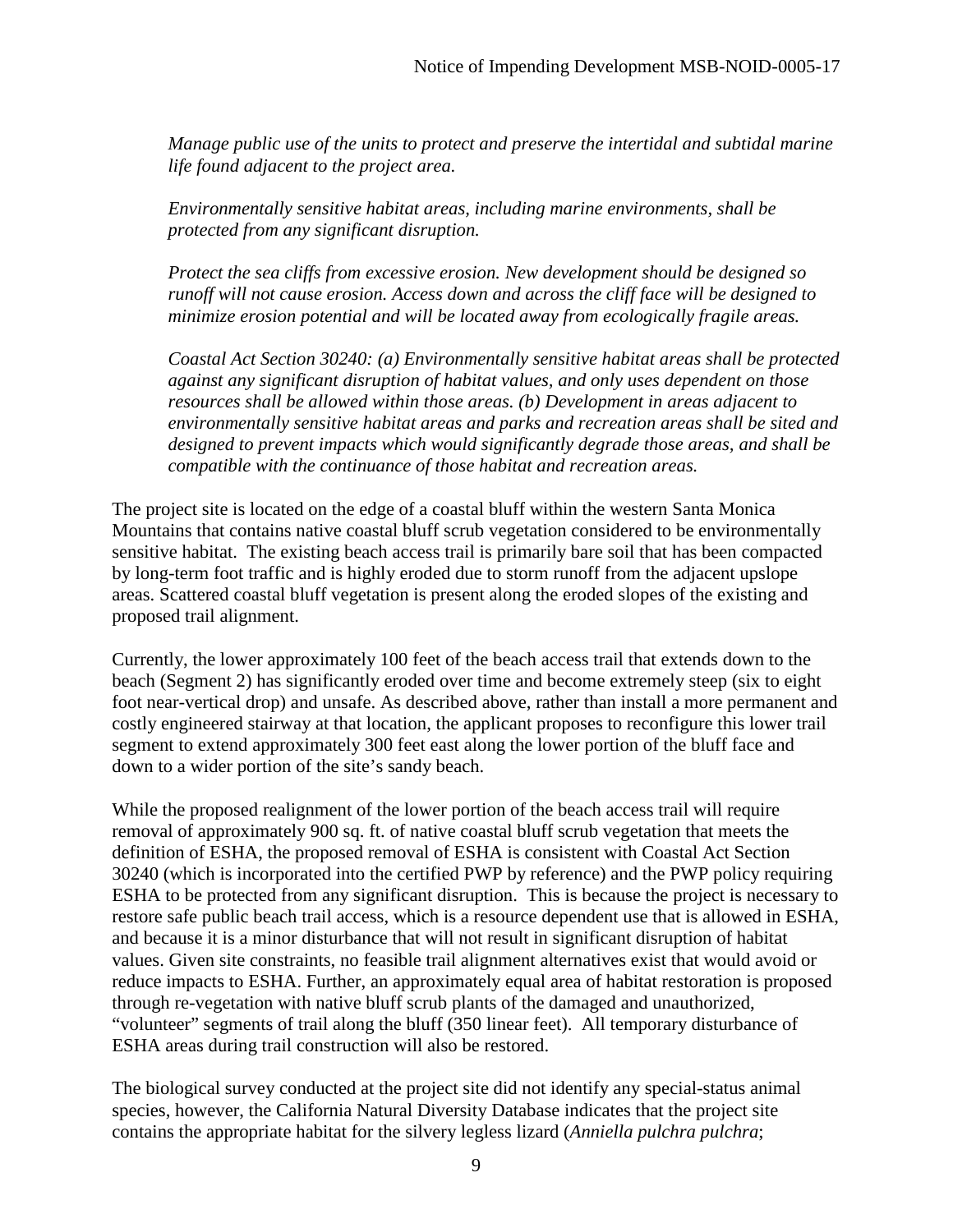*Manage public use of the units to protect and preserve the intertidal and subtidal marine life found adjacent to the project area.*

*Environmentally sensitive habitat areas, including marine environments, shall be protected from any significant disruption.*

*Protect the sea cliffs from excessive erosion. New development should be designed so runoff will not cause erosion. Access down and across the cliff face will be designed to minimize erosion potential and will be located away from ecologically fragile areas.*

*Coastal Act Section 30240: (a) Environmentally sensitive habitat areas shall be protected against any significant disruption of habitat values, and only uses dependent on those resources shall be allowed within those areas. (b) Development in areas adjacent to environmentally sensitive habitat areas and parks and recreation areas shall be sited and designed to prevent impacts which would significantly degrade those areas, and shall be compatible with the continuance of those habitat and recreation areas.*

The project site is located on the edge of a coastal bluff within the western Santa Monica Mountains that contains native coastal bluff scrub vegetation considered to be environmentally sensitive habitat. The existing beach access trail is primarily bare soil that has been compacted by long-term foot traffic and is highly eroded due to storm runoff from the adjacent upslope areas. Scattered coastal bluff vegetation is present along the eroded slopes of the existing and proposed trail alignment.

Currently, the lower approximately 100 feet of the beach access trail that extends down to the beach (Segment 2) has significantly eroded over time and become extremely steep (six to eight foot near-vertical drop) and unsafe. As described above, rather than install a more permanent and costly engineered stairway at that location, the applicant proposes to reconfigure this lower trail segment to extend approximately 300 feet east along the lower portion of the bluff face and down to a wider portion of the site's sandy beach.

While the proposed realignment of the lower portion of the beach access trail will require removal of approximately 900 sq. ft. of native coastal bluff scrub vegetation that meets the definition of ESHA, the proposed removal of ESHA is consistent with Coastal Act Section 30240 (which is incorporated into the certified PWP by reference) and the PWP policy requiring ESHA to be protected from any significant disruption. This is because the project is necessary to restore safe public beach trail access, which is a resource dependent use that is allowed in ESHA, and because it is a minor disturbance that will not result in significant disruption of habitat values. Given site constraints, no feasible trail alignment alternatives exist that would avoid or reduce impacts to ESHA. Further, an approximately equal area of habitat restoration is proposed through re-vegetation with native bluff scrub plants of the damaged and unauthorized, "volunteer" segments of trail along the bluff (350 linear feet). All temporary disturbance of ESHA areas during trail construction will also be restored.

The biological survey conducted at the project site did not identify any special-status animal species, however, the California Natural Diversity Database indicates that the project site contains the appropriate habitat for the silvery legless lizard (*Anniella pulchra pulchra*;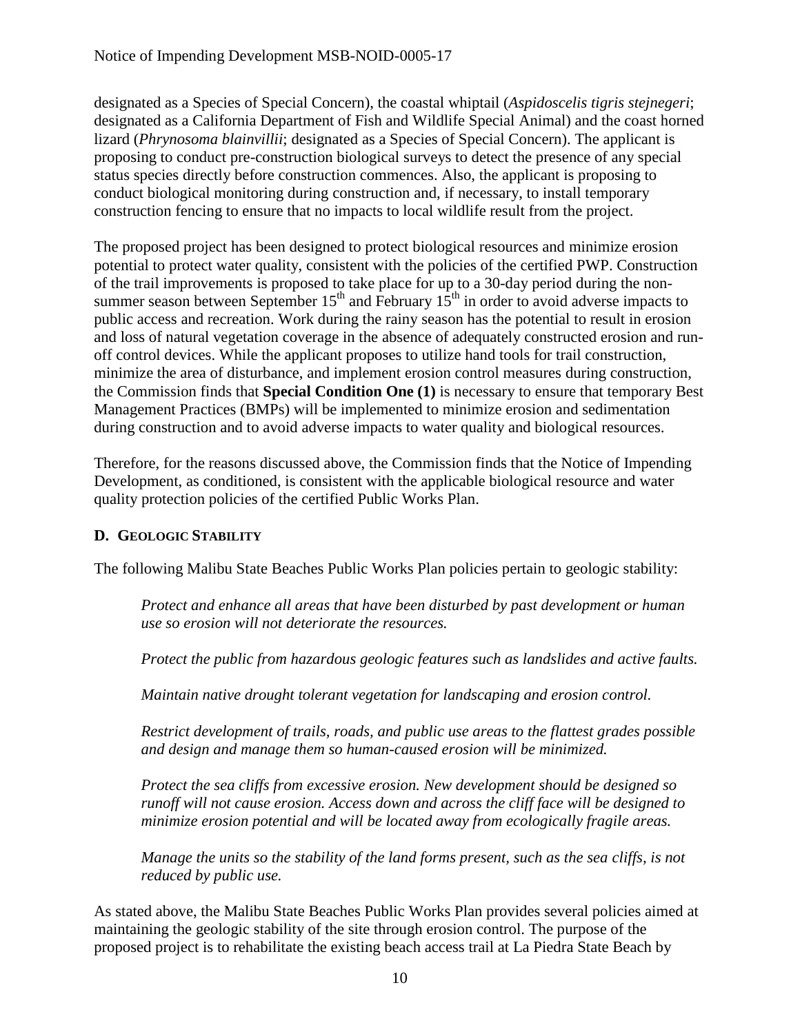designated as a Species of Special Concern), the coastal whiptail (*Aspidoscelis tigris stejnegeri*; designated as a California Department of Fish and Wildlife Special Animal) and the coast horned lizard (*Phrynosoma blainvillii*; designated as a Species of Special Concern). The applicant is proposing to conduct pre-construction biological surveys to detect the presence of any special status species directly before construction commences. Also, the applicant is proposing to conduct biological monitoring during construction and, if necessary, to install temporary construction fencing to ensure that no impacts to local wildlife result from the project.

The proposed project has been designed to protect biological resources and minimize erosion potential to protect water quality, consistent with the policies of the certified PWP. Construction of the trail improvements is proposed to take place for up to a 30-day period during the non-summer season between September 15th and February 15th in order to avoid adverse impacts to public access and recreation. Work during the rainy season has the potential to result in erosion and loss of natural vegetation coverage in the absence of adequately constructed erosion and run-off control devices. While the applicant proposes to utilize hand tools for trail construction, minimize the area of disturbance, and implement erosion control measures during construction, the Commission finds that **Special Condition One (1)** is necessary to ensure that temporary Best Management Practices (BMPs) will be implemented to minimize erosion and sedimentation during construction and to avoid adverse impacts to water quality and biological resources.

Therefore, for the reasons discussed above, the Commission finds that the Notice of Impending Development, as conditioned, is consistent with the applicable biological resource and water quality protection policies of the certified Public Works Plan.

## D. GEOLOGIC STABILITY

The following Malibu State Beaches Public Works Plan policies pertain to geologic stability:

> *Protect and enhance all areas that have been disturbed by past development or human use so erosion will not deteriorate the resources.*
>
> *Protect the public from hazardous geologic features such as landslides and active faults.*
>
> *Maintain native drought tolerant vegetation for landscaping and erosion control.*
>
> *Restrict development of trails, roads, and public use areas to the flattest grades possible and design and manage them so human-caused erosion will be minimized.*
>
> *Protect the sea cliffs from excessive erosion. New development should be designed so runoff will not cause erosion. Access down and across the cliff face will be designed to minimize erosion potential and will be located away from ecologically fragile areas.*
>
> *Manage the units so the stability of the land forms present, such as the sea cliffs, is not reduced by public use.*

As stated above, the Malibu State Beaches Public Works Plan provides several policies aimed at maintaining the geologic stability of the site through erosion control. The purpose of the proposed project is to rehabilitate the existing beach access trail at La Piedra State Beach by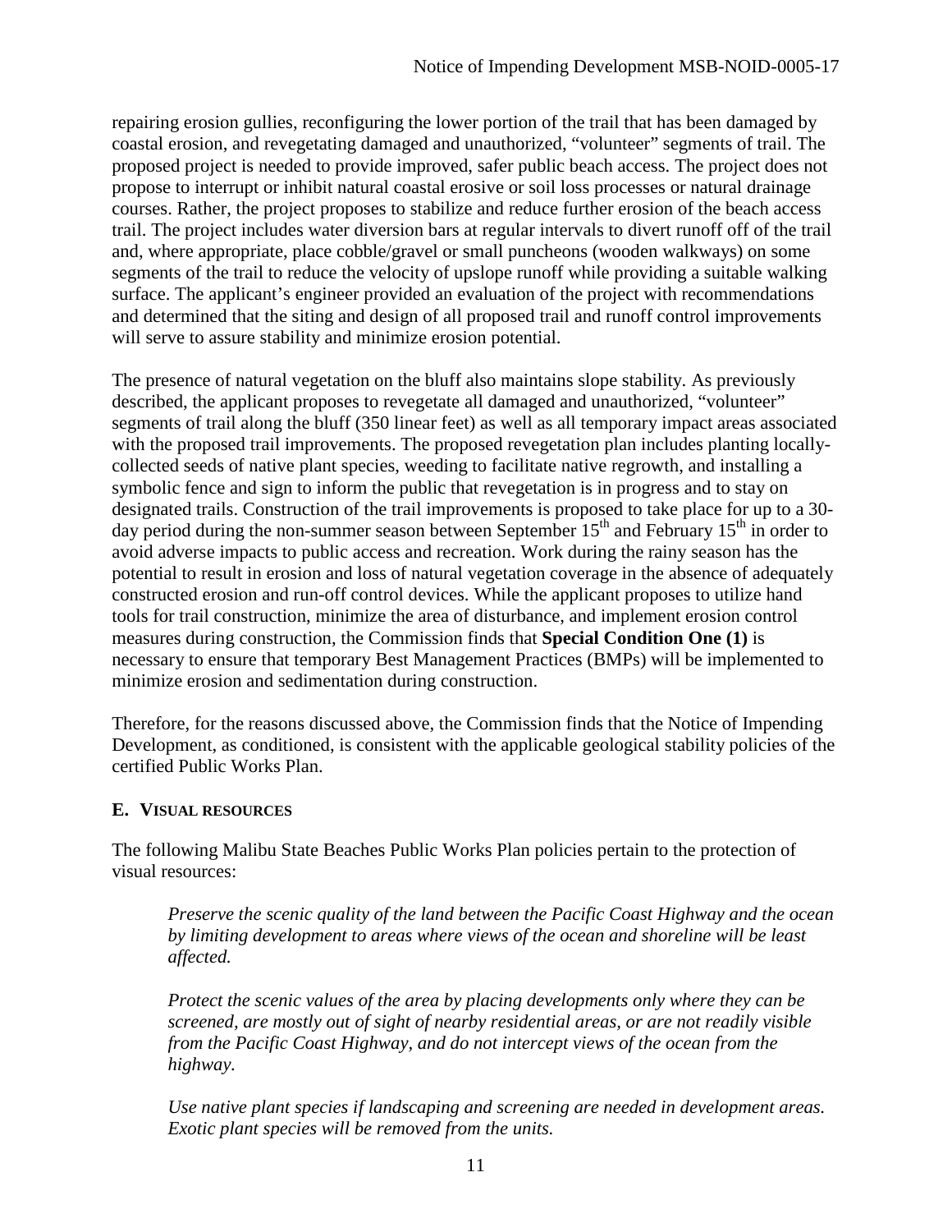repairing erosion gullies, reconfiguring the lower portion of the trail that has been damaged by coastal erosion, and revegetating damaged and unauthorized, "volunteer" segments of trail. The proposed project is needed to provide improved, safer public beach access. The project does not propose to interrupt or inhibit natural coastal erosive or soil loss processes or natural drainage courses. Rather, the project proposes to stabilize and reduce further erosion of the beach access trail. The project includes water diversion bars at regular intervals to divert runoff off of the trail and, where appropriate, place cobble/gravel or small puncheons (wooden walkways) on some segments of the trail to reduce the velocity of upslope runoff while providing a suitable walking surface. The applicant's engineer provided an evaluation of the project with recommendations and determined that the siting and design of all proposed trail and runoff control improvements will serve to assure stability and minimize erosion potential.

The presence of natural vegetation on the bluff also maintains slope stability. As previously described, the applicant proposes to revegetate all damaged and unauthorized, "volunteer" segments of trail along the bluff (350 linear feet) as well as all temporary impact areas associated with the proposed trail improvements. The proposed revegetation plan includes planting locally-collected seeds of native plant species, weeding to facilitate native regrowth, and installing a symbolic fence and sign to inform the public that revegetation is in progress and to stay on designated trails. Construction of the trail improvements is proposed to take place for up to a 30-day period during the non-summer season between September 15th and February 15th in order to avoid adverse impacts to public access and recreation. Work during the rainy season has the potential to result in erosion and loss of natural vegetation coverage in the absence of adequately constructed erosion and run-off control devices. While the applicant proposes to utilize hand tools for trail construction, minimize the area of disturbance, and implement erosion control measures during construction, the Commission finds that **Special Condition One (1)** is necessary to ensure that temporary Best Management Practices (BMPs) will be implemented to minimize erosion and sedimentation during construction.

Therefore, for the reasons discussed above, the Commission finds that the Notice of Impending Development, as conditioned, is consistent with the applicable geological stability policies of the certified Public Works Plan.

### E. VISUAL RESOURCES

The following Malibu State Beaches Public Works Plan policies pertain to the protection of visual resources:

> *Preserve the scenic quality of the land between the Pacific Coast Highway and the ocean by limiting development to areas where views of the ocean and shoreline will be least affected.*
>
> *Protect the scenic values of the area by placing developments only where they can be screened, are mostly out of sight of nearby residential areas, or are not readily visible from the Pacific Coast Highway, and do not intercept views of the ocean from the highway.*
>
> *Use native plant species if landscaping and screening are needed in development areas. Exotic plant species will be removed from the units.*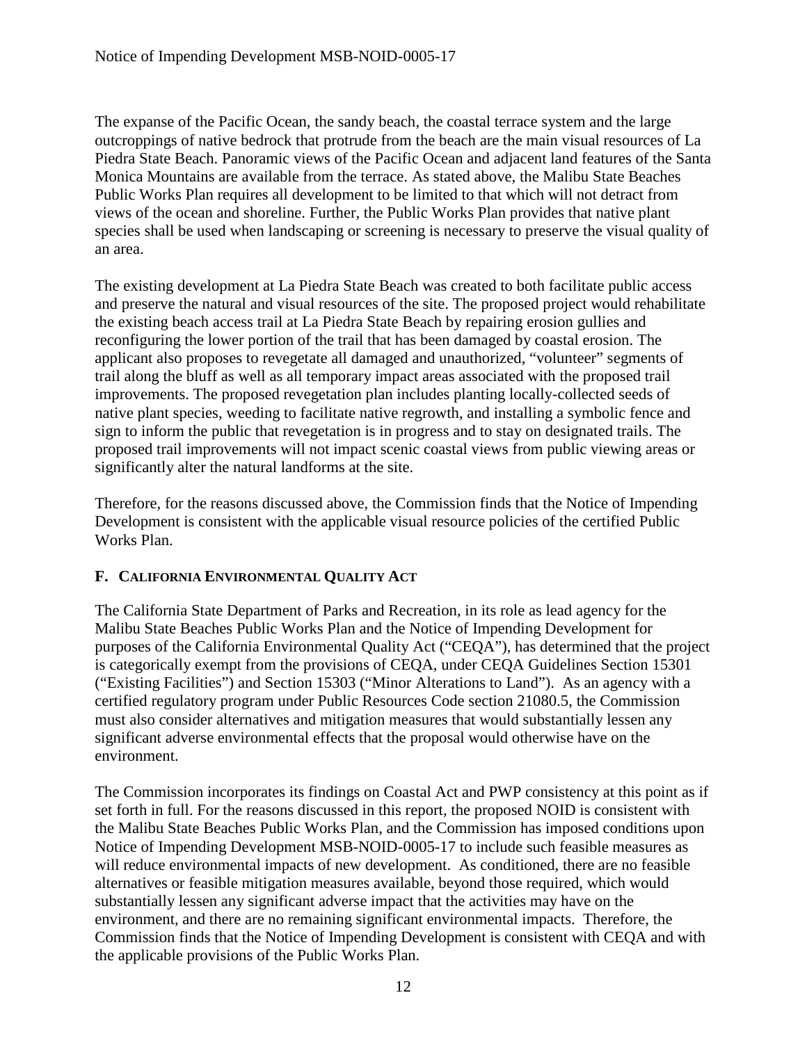The expanse of the Pacific Ocean, the sandy beach, the coastal terrace system and the large outcroppings of native bedrock that protrude from the beach are the main visual resources of La Piedra State Beach. Panoramic views of the Pacific Ocean and adjacent land features of the Santa Monica Mountains are available from the terrace. As stated above, the Malibu State Beaches Public Works Plan requires all development to be limited to that which will not detract from views of the ocean and shoreline. Further, the Public Works Plan provides that native plant species shall be used when landscaping or screening is necessary to preserve the visual quality of an area.

The existing development at La Piedra State Beach was created to both facilitate public access and preserve the natural and visual resources of the site. The proposed project would rehabilitate the existing beach access trail at La Piedra State Beach by repairing erosion gullies and reconfiguring the lower portion of the trail that has been damaged by coastal erosion. The applicant also proposes to revegetate all damaged and unauthorized, "volunteer" segments of trail along the bluff as well as all temporary impact areas associated with the proposed trail improvements. The proposed revegetation plan includes planting locally-collected seeds of native plant species, weeding to facilitate native regrowth, and installing a symbolic fence and sign to inform the public that revegetation is in progress and to stay on designated trails. The proposed trail improvements will not impact scenic coastal views from public viewing areas or significantly alter the natural landforms at the site.

Therefore, for the reasons discussed above, the Commission finds that the Notice of Impending Development is consistent with the applicable visual resource policies of the certified Public Works Plan.

## F. California Environmental Quality Act

The California State Department of Parks and Recreation, in its role as lead agency for the Malibu State Beaches Public Works Plan and the Notice of Impending Development for purposes of the California Environmental Quality Act ("CEQA"), has determined that the project is categorically exempt from the provisions of CEQA, under CEQA Guidelines Section 15301 ("Existing Facilities") and Section 15303 ("Minor Alterations to Land"). As an agency with a certified regulatory program under Public Resources Code section 21080.5, the Commission must also consider alternatives and mitigation measures that would substantially lessen any significant adverse environmental effects that the proposal would otherwise have on the environment.

The Commission incorporates its findings on Coastal Act and PWP consistency at this point as if set forth in full. For the reasons discussed in this report, the proposed NOID is consistent with the Malibu State Beaches Public Works Plan, and the Commission has imposed conditions upon Notice of Impending Development MSB-NOID-0005-17 to include such feasible measures as will reduce environmental impacts of new development. As conditioned, there are no feasible alternatives or feasible mitigation measures available, beyond those required, which would substantially lessen any significant adverse impact that the activities may have on the environment, and there are no remaining significant environmental impacts. Therefore, the Commission finds that the Notice of Impending Development is consistent with CEQA and with the applicable provisions of the Public Works Plan.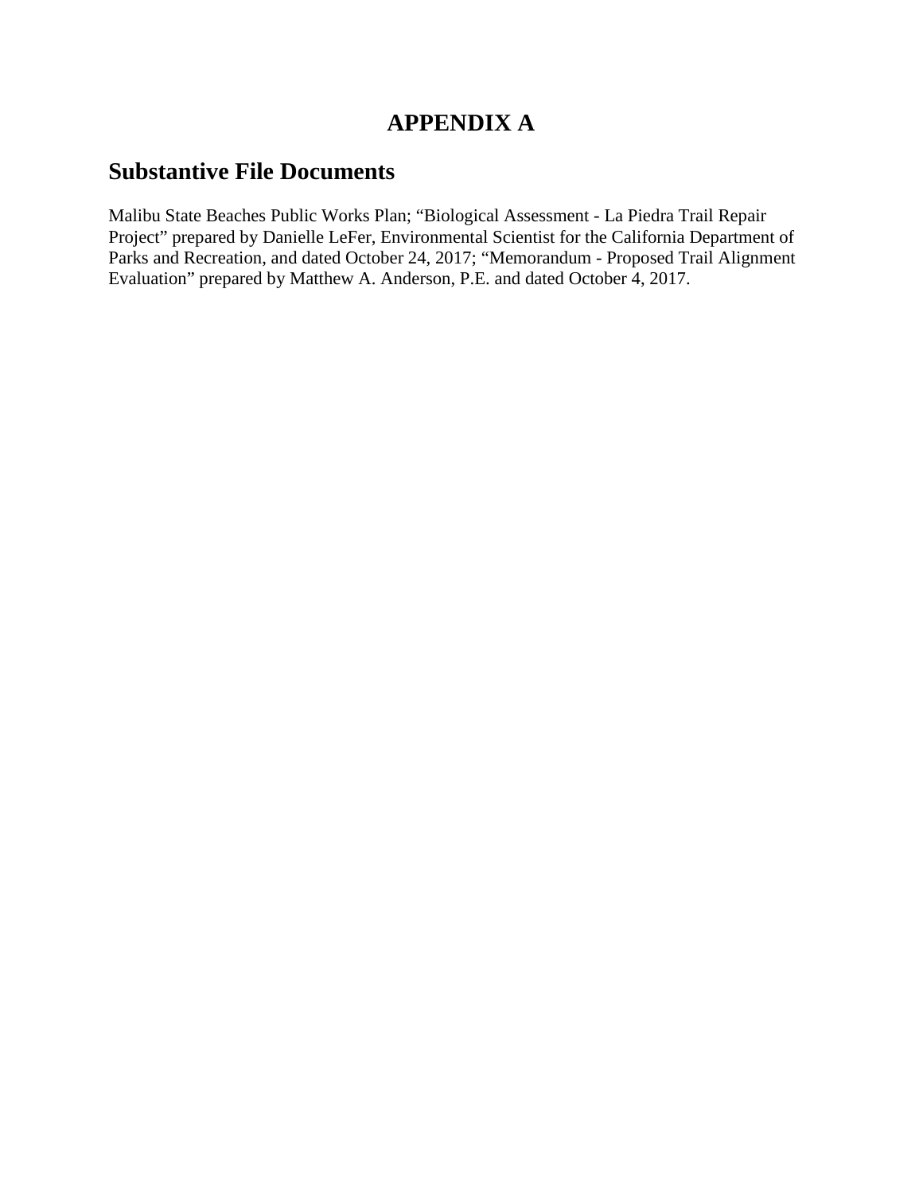# APPENDIX A

## Substantive File Documents

Malibu State Beaches Public Works Plan; "Biological Assessment - La Piedra Trail Repair Project" prepared by Danielle LeFer, Environmental Scientist for the California Department of Parks and Recreation, and dated October 24, 2017; "Memorandum - Proposed Trail Alignment Evaluation" prepared by Matthew A. Anderson, P.E. and dated October 4, 2017.